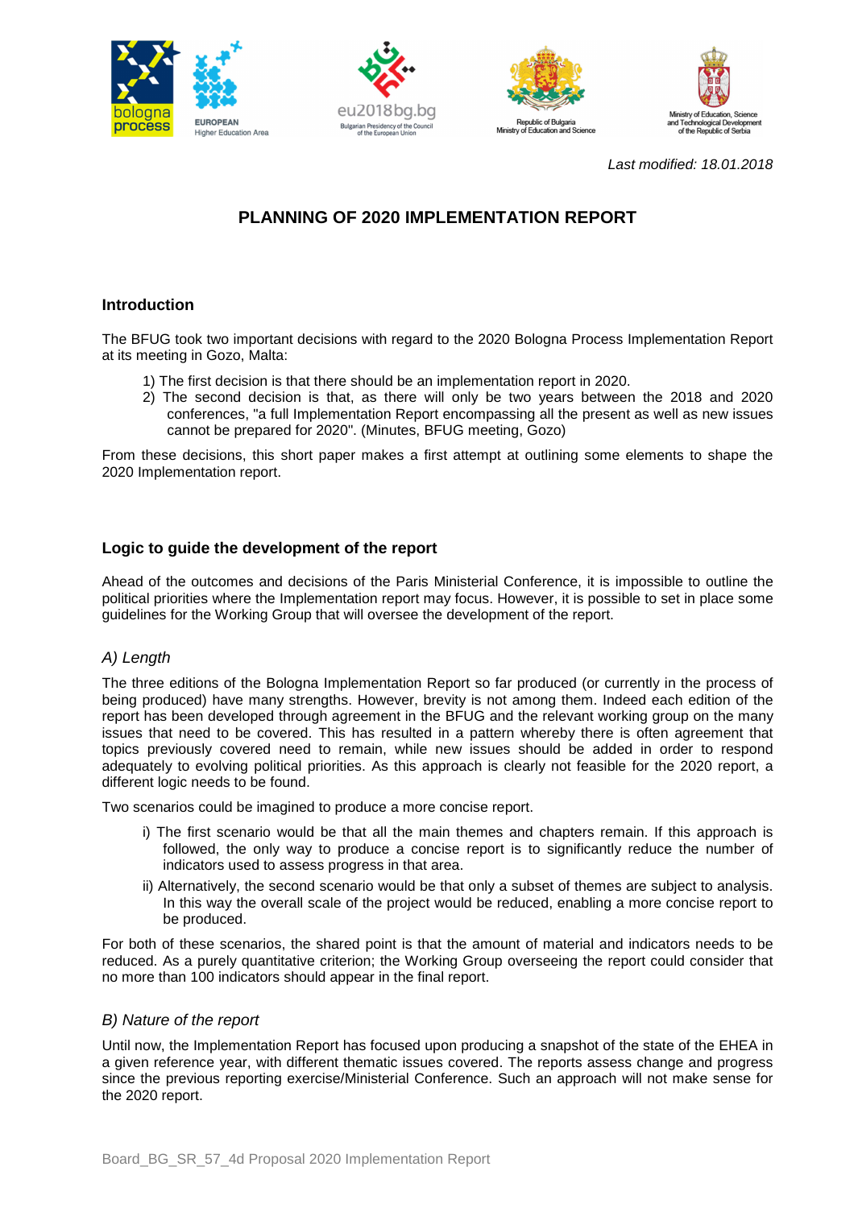*Last modified: 18.01.2018*

# PLANNING OF 2020 IMPLEMENTATION REPORT

## Introduction

The BFUG took two important decisions with regard to the 2020 Bologna Process Implementation Report at its meeting in Gozo, Malta:

1) The first decision is that there should be an implementation report in 2020.
2) The second decision is that, as there will only be two years between the 2018 and 2020 conferences, "a full Implementation Report encompassing all the present as well as new issues cannot be prepared for 2020". (Minutes, BFUG meeting, Gozo)

From these decisions, this short paper makes a first attempt at outlining some elements to shape the 2020 Implementation report.

## Logic to guide the development of the report

Ahead of the outcomes and decisions of the Paris Ministerial Conference, it is impossible to outline the political priorities where the Implementation report may focus. However, it is possible to set in place some guidelines for the Working Group that will oversee the development of the report.

### *A) Length*

The three editions of the Bologna Implementation Report so far produced (or currently in the process of being produced) have many strengths. However, brevity is not among them. Indeed each edition of the report has been developed through agreement in the BFUG and the relevant working group on the many issues that need to be covered. This has resulted in a pattern whereby there is often agreement that topics previously covered need to remain, while new issues should be added in order to respond adequately to evolving political priorities. As this approach is clearly not feasible for the 2020 report, a different logic needs to be found.

Two scenarios could be imagined to produce a more concise report.

i) The first scenario would be that all the main themes and chapters remain. If this approach is followed, the only way to produce a concise report is to significantly reduce the number of indicators used to assess progress in that area.
ii) Alternatively, the second scenario would be that only a subset of themes are subject to analysis. In this way the overall scale of the project would be reduced, enabling a more concise report to be produced.

For both of these scenarios, the shared point is that the amount of material and indicators needs to be reduced. As a purely quantitative criterion; the Working Group overseeing the report could consider that no more than 100 indicators should appear in the final report.

### *B) Nature of the report*

Until now, the Implementation Report has focused upon producing a snapshot of the state of the EHEA in a given reference year, with different thematic issues covered. The reports assess change and progress since the previous reporting exercise/Ministerial Conference. Such an approach will not make sense for the 2020 report.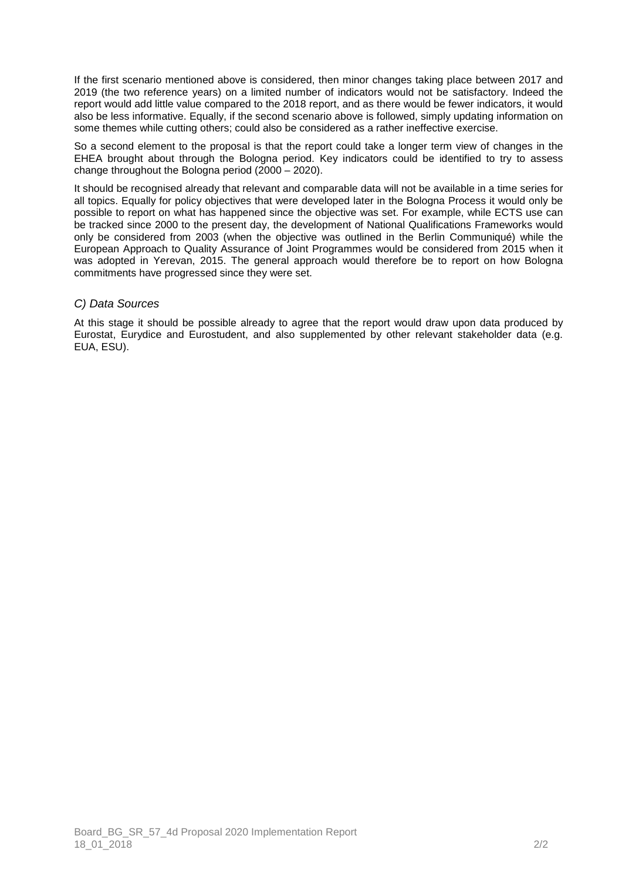If the first scenario mentioned above is considered, then minor changes taking place between 2017 and 2019 (the two reference years) on a limited number of indicators would not be satisfactory. Indeed the report would add little value compared to the 2018 report, and as there would be fewer indicators, it would also be less informative. Equally, if the second scenario above is followed, simply updating information on some themes while cutting others; could also be considered as a rather ineffective exercise.

So a second element to the proposal is that the report could take a longer term view of changes in the EHEA brought about through the Bologna period. Key indicators could be identified to try to assess change throughout the Bologna period (2000 – 2020).

It should be recognised already that relevant and comparable data will not be available in a time series for all topics. Equally for policy objectives that were developed later in the Bologna Process it would only be possible to report on what has happened since the objective was set. For example, while ECTS use can be tracked since 2000 to the present day, the development of National Qualifications Frameworks would only be considered from 2003 (when the objective was outlined in the Berlin Communiqué) while the European Approach to Quality Assurance of Joint Programmes would be considered from 2015 when it was adopted in Yerevan, 2015. The general approach would therefore be to report on how Bologna commitments have progressed since they were set.

### *C) Data Sources*

At this stage it should be possible already to agree that the report would draw upon data produced by Eurostat, Eurydice and Eurostudent, and also supplemented by other relevant stakeholder data (e.g. EUA, ESU).